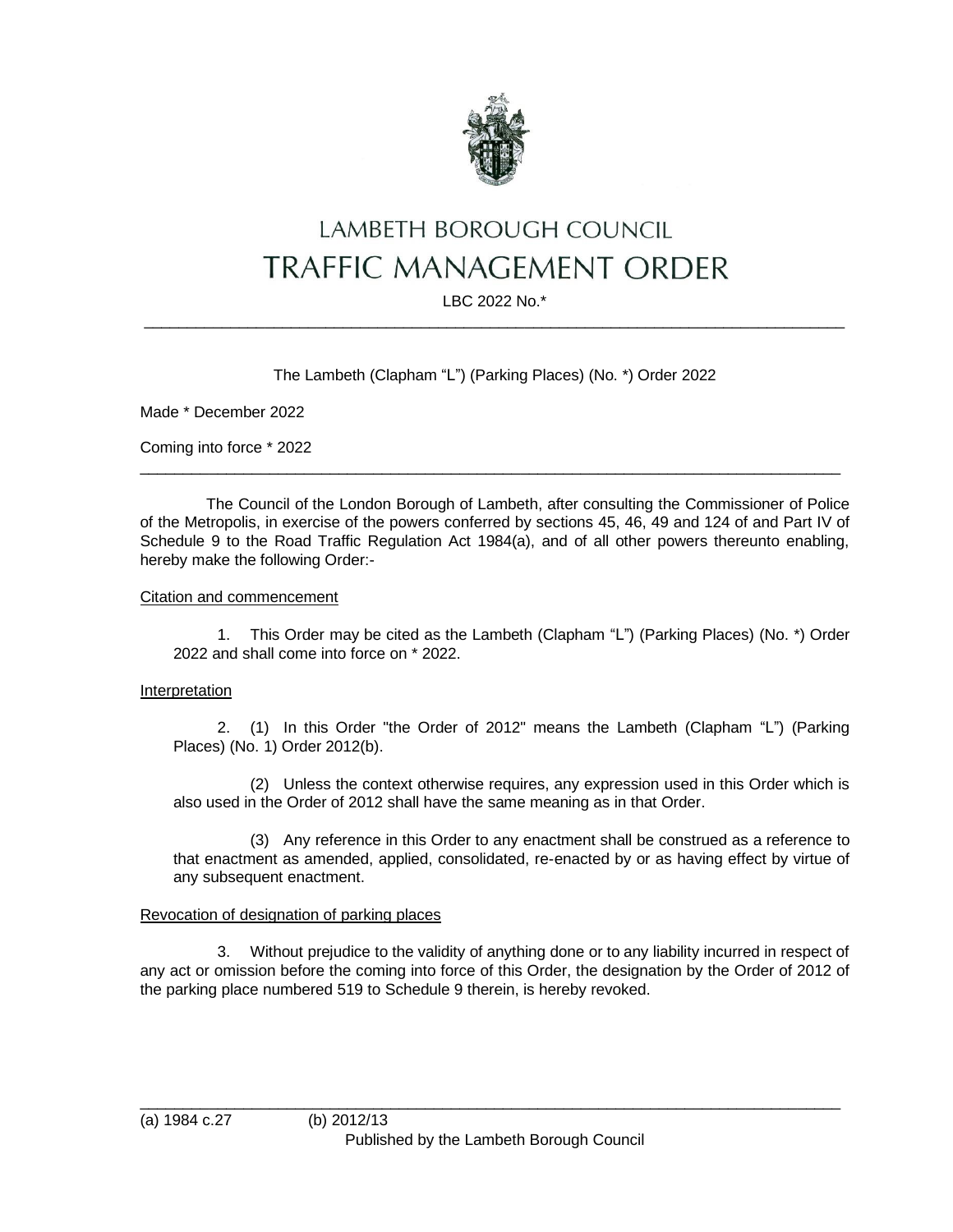# LAMBETH BOROUGH COUNCIL
# TRAFFIC MANAGEMENT ORDER

LBC 2022 No.*

---

The Lambeth (Clapham "L") (Parking Places) (No. *) Order 2022

Made * December 2022

Coming into force * 2022

---

The Council of the London Borough of Lambeth, after consulting the Commissioner of Police of the Metropolis, in exercise of the powers conferred by sections 45, 46, 49 and 124 of and Part IV of Schedule 9 to the Road Traffic Regulation Act 1984(a), and of all other powers thereunto enabling, hereby make the following Order:-

Citation and commencement

1. This Order may be cited as the Lambeth (Clapham "L") (Parking Places) (No. *) Order 2022 and shall come into force on * 2022.

Interpretation

2. (1) In this Order "the Order of 2012" means the Lambeth (Clapham "L") (Parking Places) (No. 1) Order 2012(b).

(2) Unless the context otherwise requires, any expression used in this Order which is also used in the Order of 2012 shall have the same meaning as in that Order.

(3) Any reference in this Order to any enactment shall be construed as a reference to that enactment as amended, applied, consolidated, re-enacted by or as having effect by virtue of any subsequent enactment.

Revocation of designation of parking places

3. Without prejudice to the validity of anything done or to any liability incurred in respect of any act or omission before the coming into force of this Order, the designation by the Order of 2012 of the parking place numbered 519 to Schedule 9 therein, is hereby revoked.

---

(a) 1984 c.27 (b) 2012/13

Published by the Lambeth Borough Council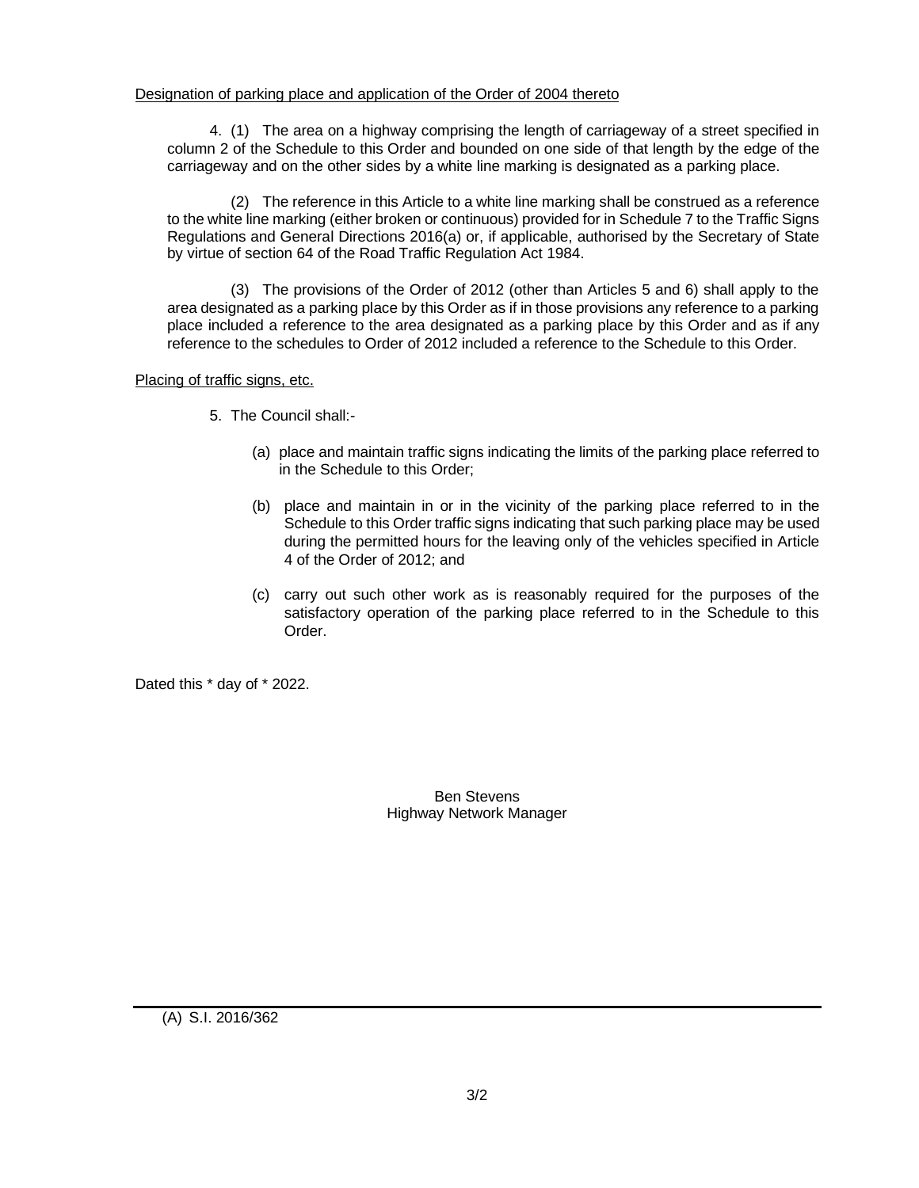Designation of parking place and application of the Order of 2004 thereto

4. (1) The area on a highway comprising the length of carriageway of a street specified in column 2 of the Schedule to this Order and bounded on one side of that length by the edge of the carriageway and on the other sides by a white line marking is designated as a parking place.

(2) The reference in this Article to a white line marking shall be construed as a reference to the white line marking (either broken or continuous) provided for in Schedule 7 to the Traffic Signs Regulations and General Directions 2016(a) or, if applicable, authorised by the Secretary of State by virtue of section 64 of the Road Traffic Regulation Act 1984.

(3) The provisions of the Order of 2012 (other than Articles 5 and 6) shall apply to the area designated as a parking place by this Order as if in those provisions any reference to a parking place included a reference to the area designated as a parking place by this Order and as if any reference to the schedules to Order of 2012 included a reference to the Schedule to this Order.

Placing of traffic signs, etc.

5. The Council shall:-

(a) place and maintain traffic signs indicating the limits of the parking place referred to in the Schedule to this Order;

(b) place and maintain in or in the vicinity of the parking place referred to in the Schedule to this Order traffic signs indicating that such parking place may be used during the permitted hours for the leaving only of the vehicles specified in Article 4 of the Order of 2012; and

(c) carry out such other work as is reasonably required for the purposes of the satisfactory operation of the parking place referred to in the Schedule to this Order.

Dated this * day of * 2022.

Ben Stevens
Highway Network Manager

(A) S.I. 2016/362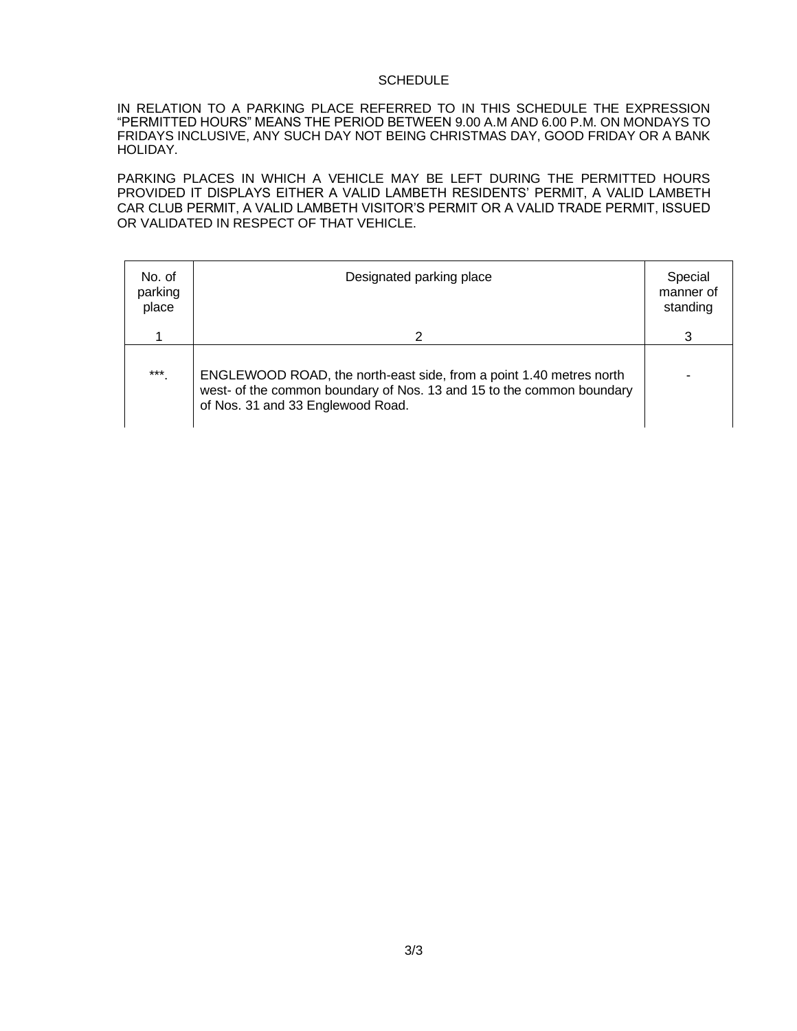SCHEDULE

IN RELATION TO A PARKING PLACE REFERRED TO IN THIS SCHEDULE THE EXPRESSION "PERMITTED HOURS" MEANS THE PERIOD BETWEEN 9.00 A.M AND 6.00 P.M. ON MONDAYS TO FRIDAYS INCLUSIVE, ANY SUCH DAY NOT BEING CHRISTMAS DAY, GOOD FRIDAY OR A BANK HOLIDAY.

PARKING PLACES IN WHICH A VEHICLE MAY BE LEFT DURING THE PERMITTED HOURS PROVIDED IT DISPLAYS EITHER A VALID LAMBETH RESIDENTS' PERMIT, A VALID LAMBETH CAR CLUB PERMIT, A VALID LAMBETH VISITOR'S PERMIT OR A VALID TRADE PERMIT, ISSUED OR VALIDATED IN RESPECT OF THAT VEHICLE.

| No. of parking place | Designated parking place | Special manner of standing |
|---|---|---|
| 1 | 2 | 3 |
| ***. | ENGLEWOOD ROAD, the north-east side, from a point 1.40 metres north west- of the common boundary of Nos. 13 and 15 to the common boundary of Nos. 31 and 33 Englewood Road. | - |